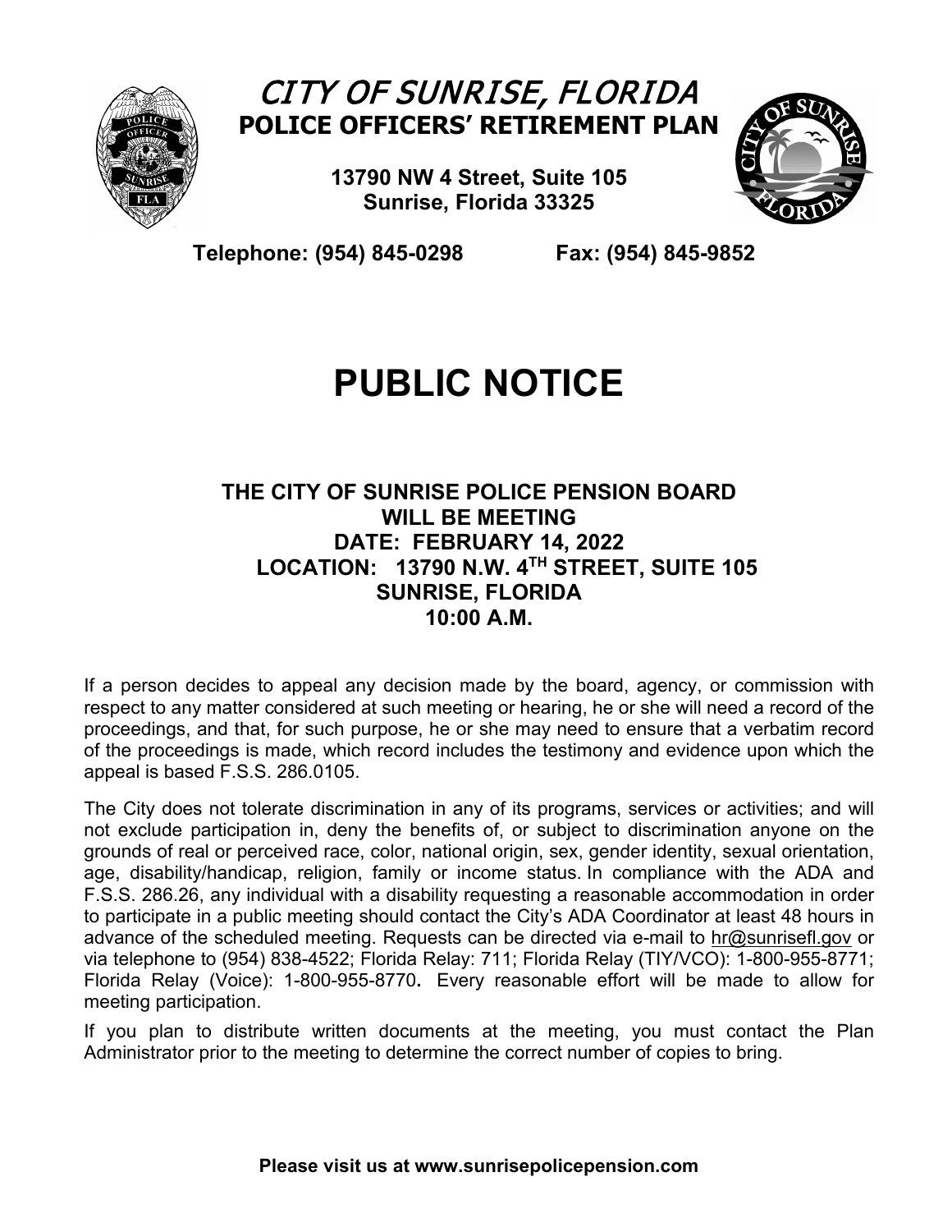# *CITY OF SUNRISE, FLORIDA*

## POLICE OFFICERS' RETIREMENT PLAN

**13790 NW 4 Street, Suite 105**
**Sunrise, Florida 33325**

**Telephone: (954) 845-0298 Fax: (954) 845-9852**

# PUBLIC NOTICE

**THE CITY OF SUNRISE POLICE PENSION BOARD**
**WILL BE MEETING**
**DATE: FEBRUARY 14, 2022**
**LOCATION: 13790 N.W. 4TH STREET, SUITE 105**
**SUNRISE, FLORIDA**
**10:00 A.M.**

If a person decides to appeal any decision made by the board, agency, or commission with respect to any matter considered at such meeting or hearing, he or she will need a record of the proceedings, and that, for such purpose, he or she may need to ensure that a verbatim record of the proceedings is made, which record includes the testimony and evidence upon which the appeal is based F.S.S. 286.0105.

The City does not tolerate discrimination in any of its programs, services or activities; and will not exclude participation in, deny the benefits of, or subject to discrimination anyone on the grounds of real or perceived race, color, national origin, sex, gender identity, sexual orientation, age, disability/handicap, religion, family or income status. In compliance with the ADA and F.S.S. 286.26, any individual with a disability requesting a reasonable accommodation in order to participate in a public meeting should contact the City's ADA Coordinator at least 48 hours in advance of the scheduled meeting. Requests can be directed via e-mail to hr@sunrisefl.gov or via telephone to (954) 838-4522; Florida Relay: 711; Florida Relay (TIY/VCO): 1-800-955-8771; Florida Relay (Voice): 1-800-955-8770. Every reasonable effort will be made to allow for meeting participation.

If you plan to distribute written documents at the meeting, you must contact the Plan Administrator prior to the meeting to determine the correct number of copies to bring.

**Please visit us at www.sunrisepolicepension.com**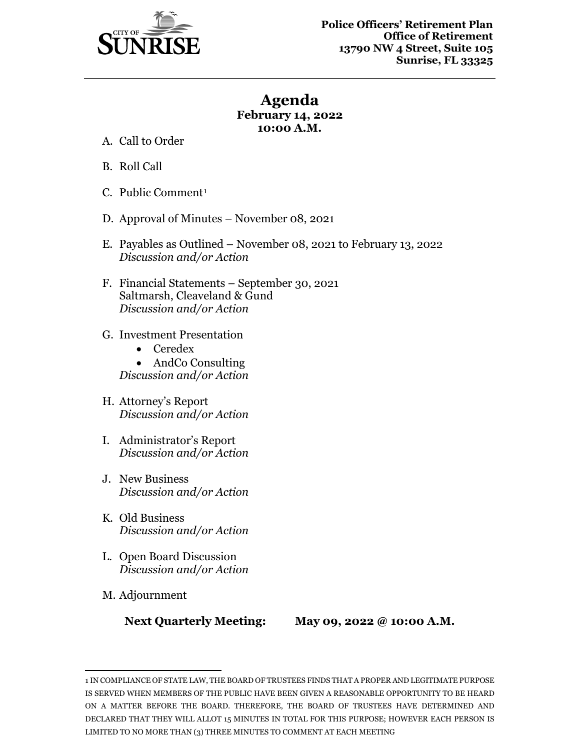**Police Officers' Retirement Plan**
**Office of Retirement**
**13790 NW 4 Street, Suite 105**
**Sunrise, FL 33325**

# Agenda

**February 14, 2022**
**10:00 A.M.**

A. Call to Order

B. Roll Call

C. Public Comment[1]

D. Approval of Minutes – November 08, 2021

E. Payables as Outlined – November 08, 2021 to February 13, 2022
*Discussion and/or Action*

F. Financial Statements – September 30, 2021
Saltmarsh, Cleaveland & Gund
*Discussion and/or Action*

G. Investment Presentation
- Ceredex
- AndCo Consulting

*Discussion and/or Action*

H. Attorney's Report
*Discussion and/or Action*

I. Administrator's Report
*Discussion and/or Action*

J. New Business
*Discussion and/or Action*

K. Old Business
*Discussion and/or Action*

L. Open Board Discussion
*Discussion and/or Action*

M. Adjournment

**Next Quarterly Meeting: May 09, 2022 @ 10:00 A.M.**

---

1 IN COMPLIANCE OF STATE LAW, THE BOARD OF TRUSTEES FINDS THAT A PROPER AND LEGITIMATE PURPOSE IS SERVED WHEN MEMBERS OF THE PUBLIC HAVE BEEN GIVEN A REASONABLE OPPORTUNITY TO BE HEARD ON A MATTER BEFORE THE BOARD. THEREFORE, THE BOARD OF TRUSTEES HAVE DETERMINED AND DECLARED THAT THEY WILL ALLOT 15 MINUTES IN TOTAL FOR THIS PURPOSE; HOWEVER EACH PERSON IS LIMITED TO NO MORE THAN (3) THREE MINUTES TO COMMENT AT EACH MEETING